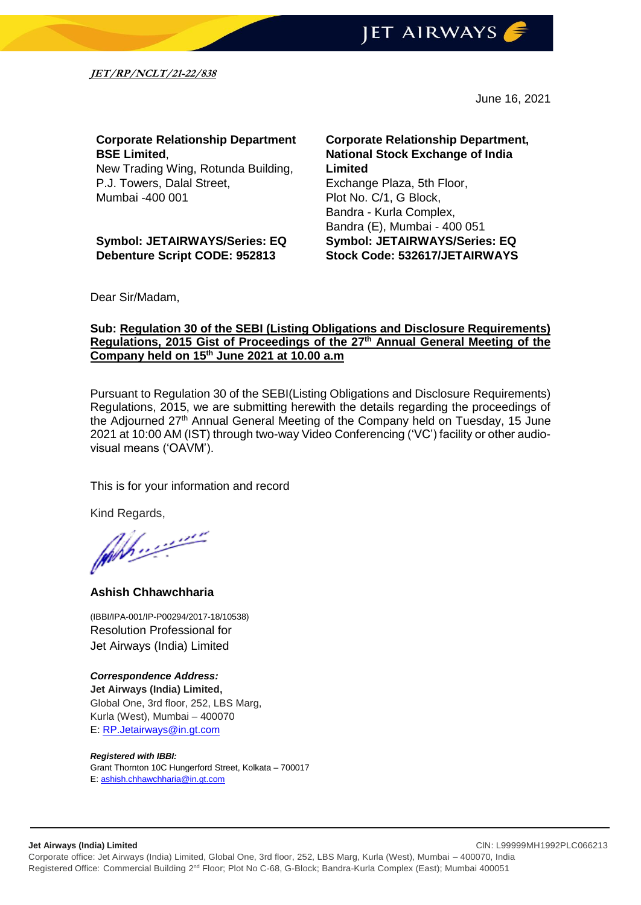***JET/RP/NCLT/21-22/838***

June 16, 2021

**Corporate Relationship Department**
**BSE Limited**,
New Trading Wing, Rotunda Building,
P.J. Towers, Dalal Street,
Mumbai -400 001

**Symbol: JETAIRWAYS/Series: EQ**
**Debenture Script CODE: 952813**

**Corporate Relationship Department,**
**National Stock Exchange of India Limited**
Exchange Plaza, 5th Floor,
Plot No. C/1, G Block,
Bandra - Kurla Complex,
Bandra (E), Mumbai - 400 051
**Symbol: JETAIRWAYS/Series: EQ**
**Stock Code: 532617/JETAIRWAYS**

Dear Sir/Madam,

**Sub: Regulation 30 of the SEBI (Listing Obligations and Disclosure Requirements) Regulations, 2015 Gist of Proceedings of the 27th Annual General Meeting of the Company held on 15th June 2021 at 10.00 a.m**

Pursuant to Regulation 30 of the SEBI(Listing Obligations and Disclosure Requirements) Regulations, 2015, we are submitting herewith the details regarding the proceedings of the Adjourned 27th Annual General Meeting of the Company held on Tuesday, 15 June 2021 at 10:00 AM (IST) through two-way Video Conferencing ('VC') facility or other audio-visual means ('OAVM').

This is for your information and record

Kind Regards,

**Ashish Chhawchharia**

(IBBI/IPA-001/IP-P00294/2017-18/10538)
Resolution Professional for
Jet Airways (India) Limited

***Correspondence Address:***
**Jet Airways (India) Limited,**
Global One, 3rd floor, 252, LBS Marg,
Kurla (West), Mumbai – 400070
E: RP.Jetairways@in.gt.com

***Registered with IBBI:***
Grant Thornton 10C Hungerford Street, Kolkata – 700017
E: ashish.chhawchharia@in.gt.com

**Jet Airways (India) Limited** CIN: L99999MH1992PLC066213
Corporate office: Jet Airways (India) Limited, Global One, 3rd floor, 252, LBS Marg, Kurla (West), Mumbai – 400070, India
Registered Office: Commercial Building 2nd Floor; Plot No C-68, G-Block; Bandra-Kurla Complex (East); Mumbai 400051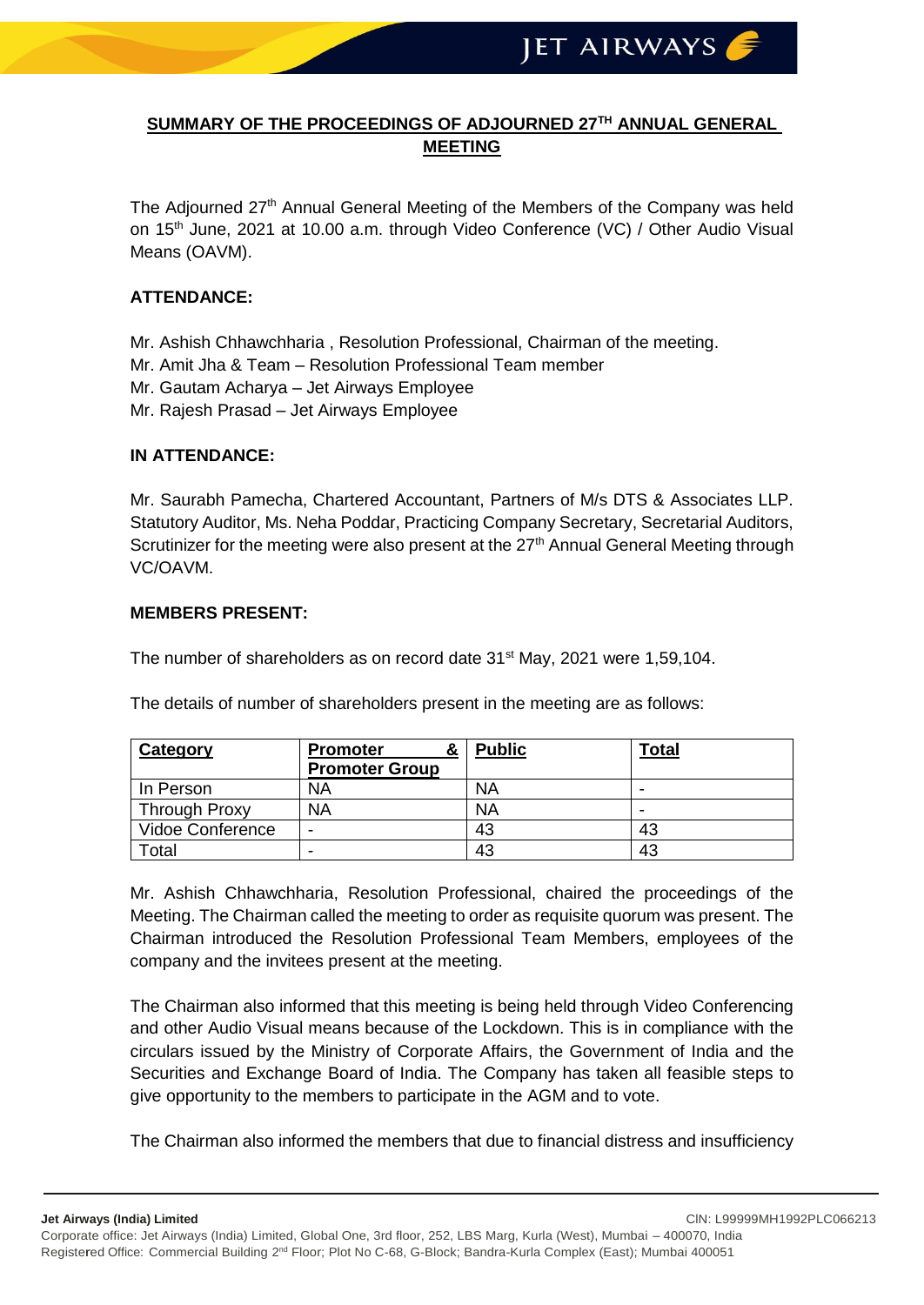## SUMMARY OF THE PROCEEDINGS OF ADJOURNED 27TH ANNUAL GENERAL MEETING

The Adjourned 27th Annual General Meeting of the Members of the Company was held on 15th June, 2021 at 10.00 a.m. through Video Conference (VC) / Other Audio Visual Means (OAVM).

**ATTENDANCE:**

Mr. Ashish Chhawchharia , Resolution Professional, Chairman of the meeting.
Mr. Amit Jha & Team – Resolution Professional Team member
Mr. Gautam Acharya – Jet Airways Employee
Mr. Rajesh Prasad – Jet Airways Employee

**IN ATTENDANCE:**

Mr. Saurabh Pamecha, Chartered Accountant, Partners of M/s DTS & Associates LLP. Statutory Auditor, Ms. Neha Poddar, Practicing Company Secretary, Secretarial Auditors, Scrutinizer for the meeting were also present at the 27th Annual General Meeting through VC/OAVM.

**MEMBERS PRESENT:**

The number of shareholders as on record date 31st May, 2021 were 1,59,104.

The details of number of shareholders present in the meeting are as follows:

| Category | Promoter & Promoter Group | Public | Total |
|---|---|---|---|
| In Person | NA | NA | - |
| Through Proxy | NA | NA | - |
| Vidoe Conference | - | 43 | 43 |
| Total | - | 43 | 43 |

Mr. Ashish Chhawchharia, Resolution Professional, chaired the proceedings of the Meeting. The Chairman called the meeting to order as requisite quorum was present. The Chairman introduced the Resolution Professional Team Members, employees of the company and the invitees present at the meeting.

The Chairman also informed that this meeting is being held through Video Conferencing and other Audio Visual means because of the Lockdown. This is in compliance with the circulars issued by the Ministry of Corporate Affairs, the Government of India and the Securities and Exchange Board of India. The Company has taken all feasible steps to give opportunity to the members to participate in the AGM and to vote.

The Chairman also informed the members that due to financial distress and insufficiency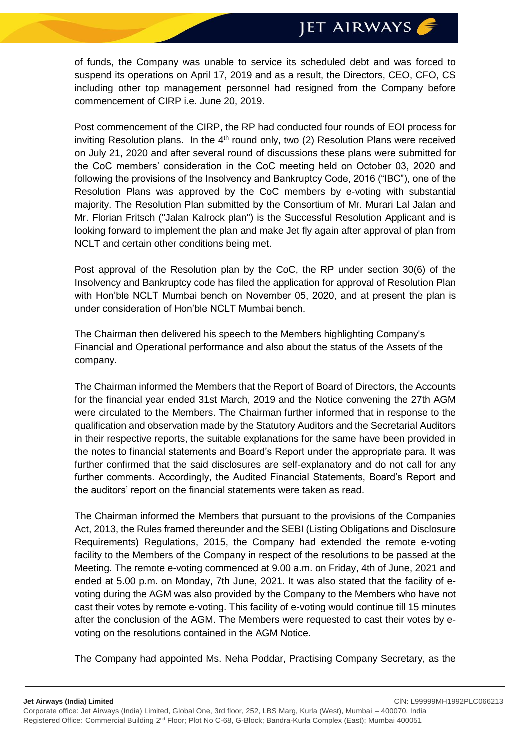of funds, the Company was unable to service its scheduled debt and was forced to suspend its operations on April 17, 2019 and as a result, the Directors, CEO, CFO, CS including other top management personnel had resigned from the Company before commencement of CIRP i.e. June 20, 2019.

Post commencement of the CIRP, the RP had conducted four rounds of EOI process for inviting Resolution plans. In the 4th round only, two (2) Resolution Plans were received on July 21, 2020 and after several round of discussions these plans were submitted for the CoC members' consideration in the CoC meeting held on October 03, 2020 and following the provisions of the Insolvency and Bankruptcy Code, 2016 ("IBC"), one of the Resolution Plans was approved by the CoC members by e-voting with substantial majority. The Resolution Plan submitted by the Consortium of Mr. Murari Lal Jalan and Mr. Florian Fritsch ("Jalan Kalrock plan") is the Successful Resolution Applicant and is looking forward to implement the plan and make Jet fly again after approval of plan from NCLT and certain other conditions being met.

Post approval of the Resolution plan by the CoC, the RP under section 30(6) of the Insolvency and Bankruptcy code has filed the application for approval of Resolution Plan with Hon'ble NCLT Mumbai bench on November 05, 2020, and at present the plan is under consideration of Hon'ble NCLT Mumbai bench.

The Chairman then delivered his speech to the Members highlighting Company's Financial and Operational performance and also about the status of the Assets of the company.

The Chairman informed the Members that the Report of Board of Directors, the Accounts for the financial year ended 31st March, 2019 and the Notice convening the 27th AGM were circulated to the Members. The Chairman further informed that in response to the qualification and observation made by the Statutory Auditors and the Secretarial Auditors in their respective reports, the suitable explanations for the same have been provided in the notes to financial statements and Board's Report under the appropriate para. It was further confirmed that the said disclosures are self-explanatory and do not call for any further comments. Accordingly, the Audited Financial Statements, Board's Report and the auditors' report on the financial statements were taken as read.

The Chairman informed the Members that pursuant to the provisions of the Companies Act, 2013, the Rules framed thereunder and the SEBI (Listing Obligations and Disclosure Requirements) Regulations, 2015, the Company had extended the remote e-voting facility to the Members of the Company in respect of the resolutions to be passed at the Meeting. The remote e-voting commenced at 9.00 a.m. on Friday, 4th of June, 2021 and ended at 5.00 p.m. on Monday, 7th June, 2021. It was also stated that the facility of e-voting during the AGM was also provided by the Company to the Members who have not cast their votes by remote e-voting. This facility of e-voting would continue till 15 minutes after the conclusion of the AGM. The Members were requested to cast their votes by e-voting on the resolutions contained in the AGM Notice.

The Company had appointed Ms. Neha Poddar, Practising Company Secretary, as the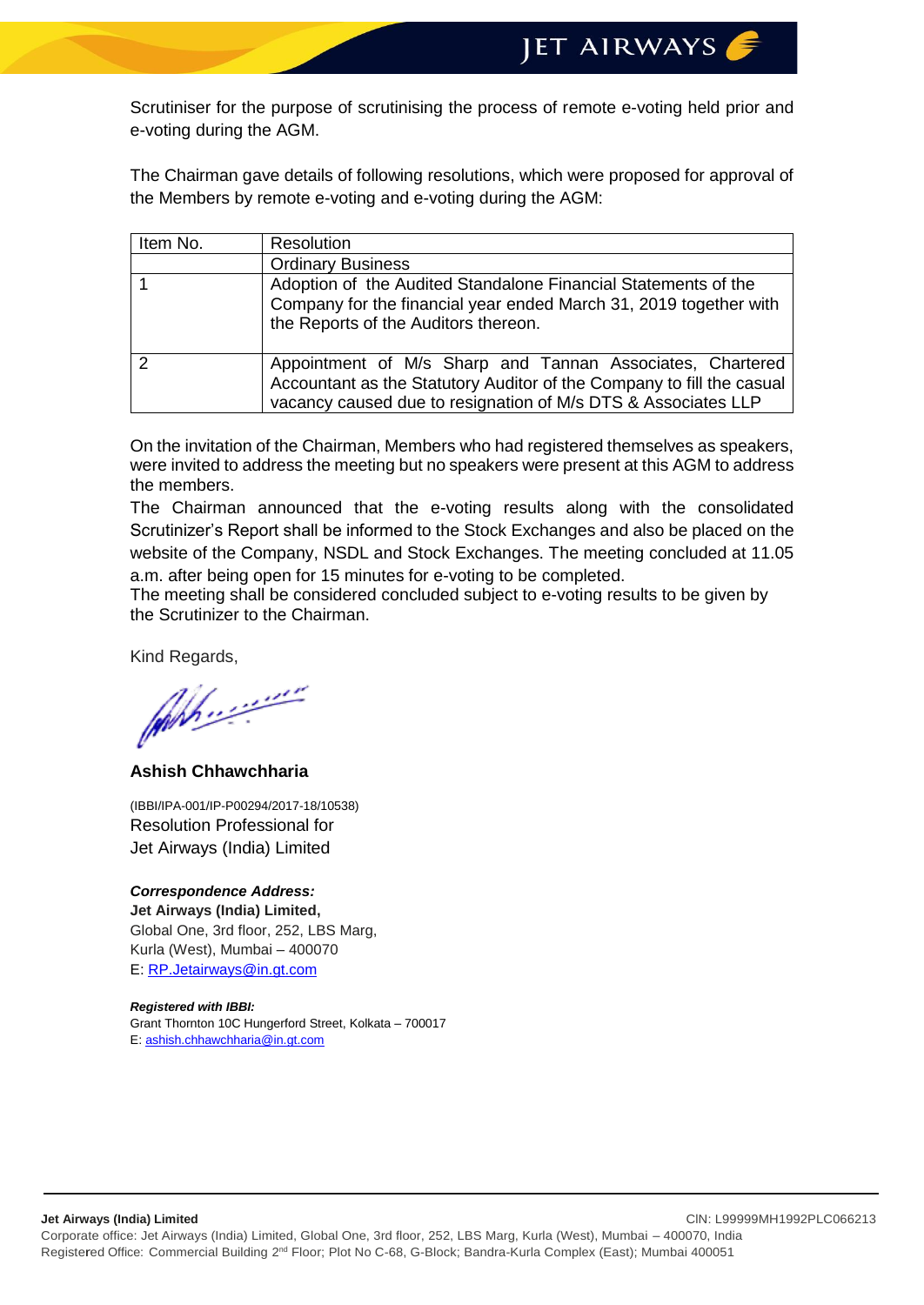Scrutiniser for the purpose of scrutinising the process of remote e-voting held prior and e-voting during the AGM.

The Chairman gave details of following resolutions, which were proposed for approval of the Members by remote e-voting and e-voting during the AGM:

| Item No. | Resolution |
|---|---|
| | Ordinary Business |
| 1 | Adoption of the Audited Standalone Financial Statements of the Company for the financial year ended March 31, 2019 together with the Reports of the Auditors thereon. |
| 2 | Appointment of M/s Sharp and Tannan Associates, Chartered Accountant as the Statutory Auditor of the Company to fill the casual vacancy caused due to resignation of M/s DTS & Associates LLP |

On the invitation of the Chairman, Members who had registered themselves as speakers, were invited to address the meeting but no speakers were present at this AGM to address the members.

The Chairman announced that the e-voting results along with the consolidated Scrutinizer's Report shall be informed to the Stock Exchanges and also be placed on the website of the Company, NSDL and Stock Exchanges. The meeting concluded at 11.05 a.m. after being open for 15 minutes for e-voting to be completed.

The meeting shall be considered concluded subject to e-voting results to be given by the Scrutinizer to the Chairman.

Kind Regards,

**Ashish Chhawchharia**

(IBBI/IPA-001/IP-P00294/2017-18/10538)
Resolution Professional for
Jet Airways (India) Limited

***Correspondence Address:***
**Jet Airways (India) Limited,**
Global One, 3rd floor, 252, LBS Marg,
Kurla (West), Mumbai – 400070
E: RP.Jetairways@in.gt.com

***Registered with IBBI:***
Grant Thornton 10C Hungerford Street, Kolkata – 700017
E: ashish.chhawchharia@in.gt.com